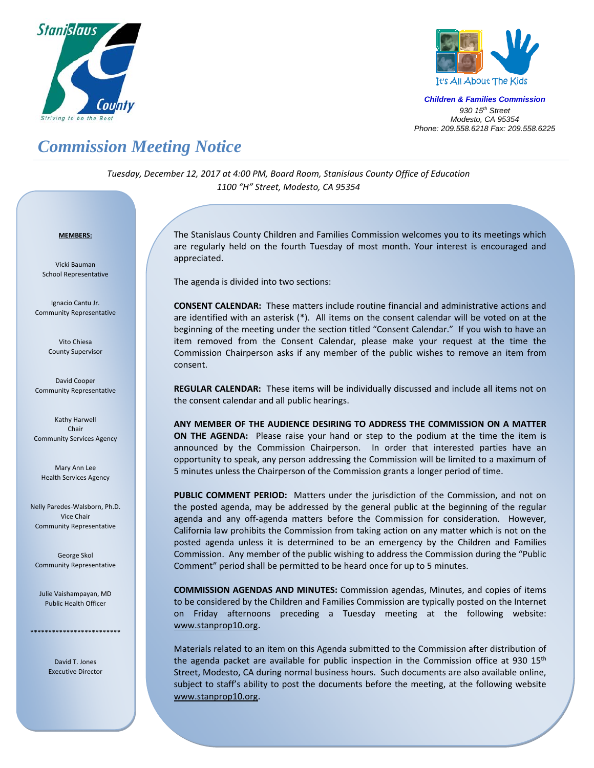Stanislaus County
Striving to be the Best

It's All About The Kids

***Children & Families Commission***
*930 15th Street*
*Modesto, CA 95354*
*Phone: 209.558.6218 Fax: 209.558.6225*

# *Commission Meeting Notice*

*Tuesday, December 12, 2017 at 4:00 PM, Board Room, Stanislaus County Office of Education*
*1100 "H" Street, Modesto, CA 95354*

**MEMBERS:**

Vicki Bauman
School Representative

Ignacio Cantu Jr.
Community Representative

Vito Chiesa
County Supervisor

David Cooper
Community Representative

Kathy Harwell
Chair
Community Services Agency

Mary Ann Lee
Health Services Agency

Nelly Paredes-Walsborn, Ph.D.
Vice Chair
Community Representative

George Skol
Community Representative

Julie Vaishampayan, MD
Public Health Officer

*************************

David T. Jones
Executive Director

The Stanislaus County Children and Families Commission welcomes you to its meetings which are regularly held on the fourth Tuesday of most month. Your interest is encouraged and appreciated.

The agenda is divided into two sections:

**CONSENT CALENDAR:** These matters include routine financial and administrative actions and are identified with an asterisk (*). All items on the consent calendar will be voted on at the beginning of the meeting under the section titled "Consent Calendar." If you wish to have an item removed from the Consent Calendar, please make your request at the time the Commission Chairperson asks if any member of the public wishes to remove an item from consent.

**REGULAR CALENDAR:** These items will be individually discussed and include all items not on the consent calendar and all public hearings.

**ANY MEMBER OF THE AUDIENCE DESIRING TO ADDRESS THE COMMISSION ON A MATTER ON THE AGENDA:** Please raise your hand or step to the podium at the time the item is announced by the Commission Chairperson. In order that interested parties have an opportunity to speak, any person addressing the Commission will be limited to a maximum of 5 minutes unless the Chairperson of the Commission grants a longer period of time.

**PUBLIC COMMENT PERIOD:** Matters under the jurisdiction of the Commission, and not on the posted agenda, may be addressed by the general public at the beginning of the regular agenda and any off-agenda matters before the Commission for consideration. However, California law prohibits the Commission from taking action on any matter which is not on the posted agenda unless it is determined to be an emergency by the Children and Families Commission. Any member of the public wishing to address the Commission during the "Public Comment" period shall be permitted to be heard once for up to 5 minutes.

**COMMISSION AGENDAS AND MINUTES:** Commission agendas, Minutes, and copies of items to be considered by the Children and Families Commission are typically posted on the Internet on Friday afternoons preceding a Tuesday meeting at the following website: www.stanprop10.org.

Materials related to an item on this Agenda submitted to the Commission after distribution of the agenda packet are available for public inspection in the Commission office at 930 15th Street, Modesto, CA during normal business hours. Such documents are also available online, subject to staff's ability to post the documents before the meeting, at the following website www.stanprop10.org.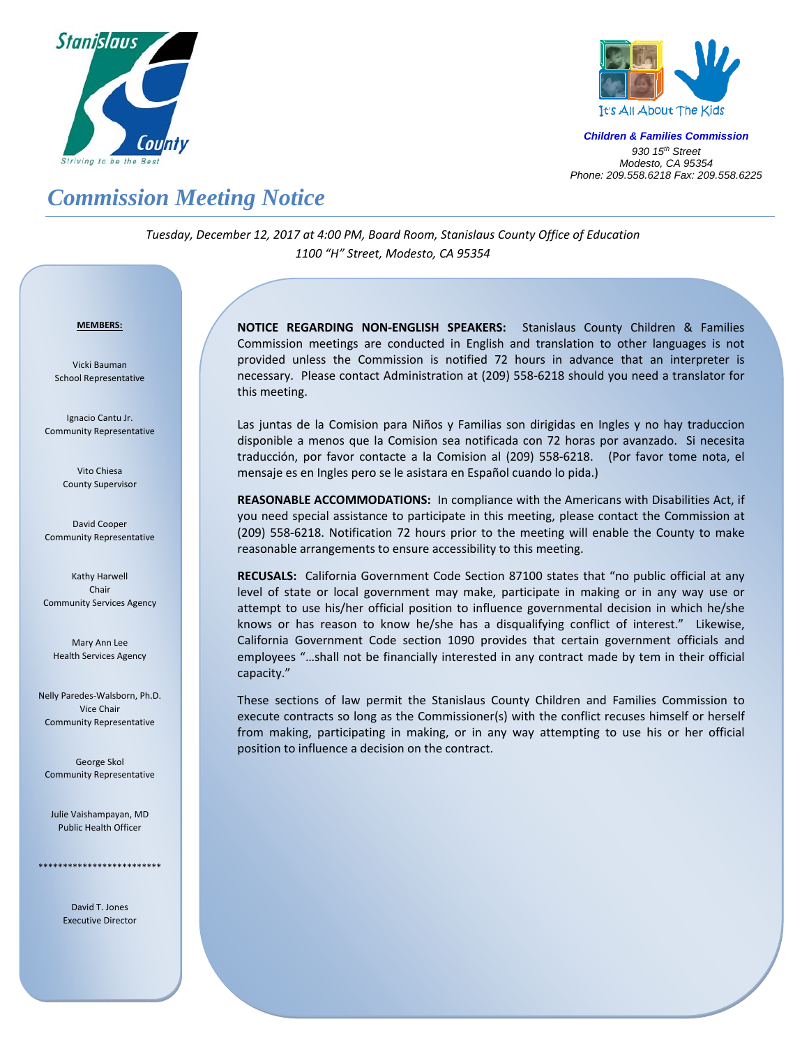Stanislaus County
Striving to be the Best

It's All About The Kids

***Children & Families Commission***
*930 15th Street*
*Modesto, CA 95354*
*Phone: 209.558.6218 Fax: 209.558.6225*

# *Commission Meeting Notice*

*Tuesday, December 12, 2017 at 4:00 PM, Board Room, Stanislaus County Office of Education*
*1100 "H" Street, Modesto, CA 95354*

**MEMBERS:**

Vicki Bauman
School Representative

Ignacio Cantu Jr.
Community Representative

Vito Chiesa
County Supervisor

David Cooper
Community Representative

Kathy Harwell
Chair
Community Services Agency

Mary Ann Lee
Health Services Agency

Nelly Paredes-Walsborn, Ph.D.
Vice Chair
Community Representative

George Skol
Community Representative

Julie Vaishampayan, MD
Public Health Officer

*************************

David T. Jones
Executive Director

**NOTICE REGARDING NON-ENGLISH SPEAKERS:** Stanislaus County Children & Families Commission meetings are conducted in English and translation to other languages is not provided unless the Commission is notified 72 hours in advance that an interpreter is necessary. Please contact Administration at (209) 558-6218 should you need a translator for this meeting.

Las juntas de la Comision para Niños y Familias son dirigidas en Ingles y no hay traduccion disponible a menos que la Comision sea notificada con 72 horas por avanzado. Si necesita traducción, por favor contacte a la Comision al (209) 558-6218. (Por favor tome nota, el mensaje es en Ingles pero se le asistara en Español cuando lo pida.)

**REASONABLE ACCOMMODATIONS:** In compliance with the Americans with Disabilities Act, if you need special assistance to participate in this meeting, please contact the Commission at (209) 558-6218. Notification 72 hours prior to the meeting will enable the County to make reasonable arrangements to ensure accessibility to this meeting.

**RECUSALS:** California Government Code Section 87100 states that "no public official at any level of state or local government may make, participate in making or in any way use or attempt to use his/her official position to influence governmental decision in which he/she knows or has reason to know he/she has a disqualifying conflict of interest." Likewise, California Government Code section 1090 provides that certain government officials and employees "…shall not be financially interested in any contract made by tem in their official capacity."

These sections of law permit the Stanislaus County Children and Families Commission to execute contracts so long as the Commissioner(s) with the conflict recuses himself or herself from making, participating in making, or in any way attempting to use his or her official position to influence a decision on the contract.